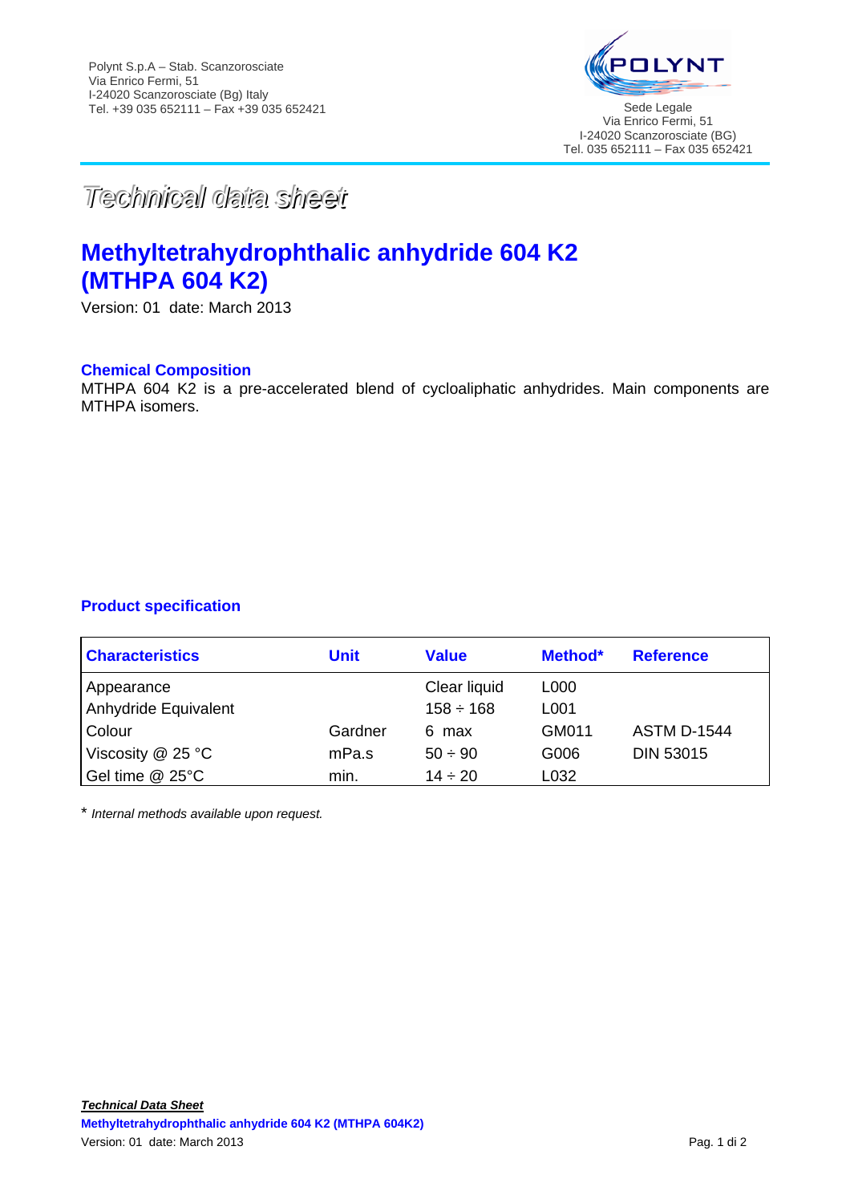Polynt S.p.A – Stab. Scanzorosciate
Via Enrico Fermi, 51
I-24020 Scanzorosciate (Bg) Italy
Tel. +39 035 652111 – Fax +39 035 652421

Sede Legale
Via Enrico Fermi, 51
I-24020 Scanzorosciate (BG)
Tel. 035 652111 – Fax 035 652421

*Technical data sheet*

# Methyltetrahydrophthalic anhydride 604 K2 (MTHPA 604 K2)

Version: 01 date: March 2013

### Chemical Composition

MTHPA 604 K2 is a pre-accelerated blend of cycloaliphatic anhydrides. Main components are MTHPA isomers.

### Product specification

| Characteristics | Unit | Value | Method* | Reference |
|---|---|---|---|---|
| Appearance | | Clear liquid | L000 | |
| Anhydride Equivalent | | 158 ÷ 168 | L001 | |
| Colour | Gardner | 6 max | GM011 | ASTM D-1544 |
| Viscosity @ 25 °C | mPa.s | 50 ÷ 90 | G006 | DIN 53015 |
| Gel time @ 25°C | min. | 14 ÷ 20 | L032 | |

* *Internal methods available upon request.*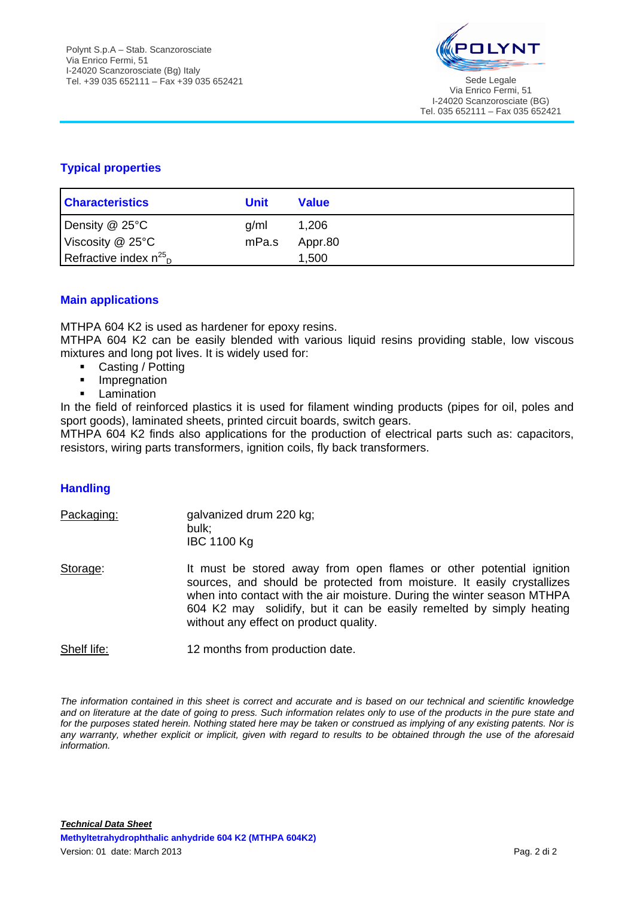Polynt S.p.A – Stab. Scanzorosciate
Via Enrico Fermi, 51
I-24020 Scanzorosciate (Bg) Italy
Tel. +39 035 652111 – Fax +39 035 652421

Sede Legale
Via Enrico Fermi, 51
I-24020 Scanzorosciate (BG)
Tel. 035 652111 – Fax 035 652421

## Typical properties

| Characteristics | Unit | Value |
|---|---|---|
| Density @ 25°C | g/ml | 1,206 |
| Viscosity @ 25°C | mPa.s | Appr.80 |
| Refractive index $n^{25}_{D}$ | | 1,500 |

## Main applications

MTHPA 604 K2 is used as hardener for epoxy resins.
MTHPA 604 K2 can be easily blended with various liquid resins providing stable, low viscous mixtures and long pot lives. It is widely used for:

- Casting / Potting
- Impregnation
- Lamination

In the field of reinforced plastics it is used for filament winding products (pipes for oil, poles and sport goods), laminated sheets, printed circuit boards, switch gears.
MTHPA 604 K2 finds also applications for the production of electrical parts such as: capacitors, resistors, wiring parts transformers, ignition coils, fly back transformers.

## Handling

Packaging: galvanized drum 220 kg;
bulk;
IBC 1100 Kg

Storage: It must be stored away from open flames or other potential ignition sources, and should be protected from moisture. It easily crystallizes when into contact with the air moisture. During the winter season MTHPA 604 K2 may solidify, but it can be easily remelted by simply heating without any effect on product quality.

Shelf life: 12 months from production date.

*The information contained in this sheet is correct and accurate and is based on our technical and scientific knowledge and on literature at the date of going to press. Such information relates only to use of the products in the pure state and for the purposes stated herein. Nothing stated here may be taken or construed as implying of any existing patents. Nor is any warranty, whether explicit or implicit, given with regard to results to be obtained through the use of the aforesaid information.*

***Technical Data Sheet***
**Methyltetrahydrophthalic anhydride 604 K2 (MTHPA 604K2)**
Version: 01 date: March 2013